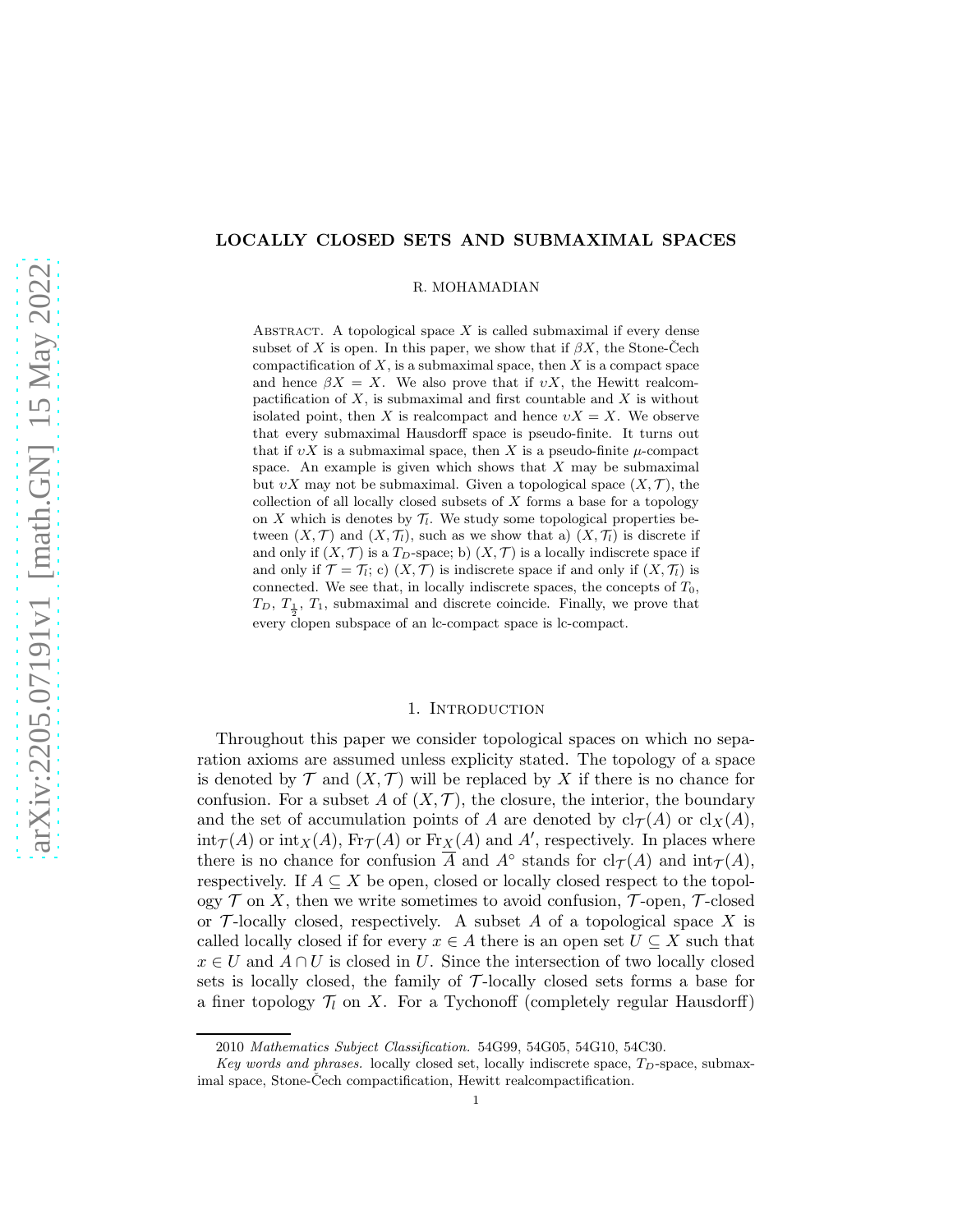# LOCALLY CLOSED SETS AND SUBMAXIMAL SPACES

R. MOHAMADIAN

Abstract. A topological space $X$ is called submaximal if every dense subset of $X$ is open. In this paper, we show that if $\beta X$, the Stone-Čech compactification of $X$, is a submaximal space, then $X$ is a compact space and hence $\beta X = X$. We also prove that if $\upsilon X$, the Hewitt realcompactification of $X$, is submaximal and first countable and $X$ is without isolated point, then $X$ is realcompact and hence $\upsilon X = X$. We observe that every submaximal Hausdorff space is pseudo-finite. It turns out that if $\upsilon X$ is a submaximal space, then $X$ is a pseudo-finite $\mu$-compact space. An example is given which shows that $X$ may be submaximal but $\upsilon X$ may not be submaximal. Given a topological space $(X, \mathcal{T})$, the collection of all locally closed subsets of $X$ forms a base for a topology on $X$ which is denotes by $\mathcal{T}_l$. We study some topological properties between $(X, \mathcal{T})$ and $(X, \mathcal{T}_l)$, such as we show that a) $(X, \mathcal{T}_l)$ is discrete if and only if $(X, \mathcal{T})$ is a $T_D$-space; b) $(X, \mathcal{T})$ is a locally indiscrete space if and only if $\mathcal{T} = \mathcal{T}_l$; c) $(X, \mathcal{T})$ is indiscrete space if and only if $(X, \mathcal{T}_l)$ is connected. We see that, in locally indiscrete spaces, the concepts of $T_0$, $T_D$, $T_{\frac{1}{2}}$, $T_1$, submaximal and discrete coincide. Finally, we prove that every clopen subspace of an lc-compact space is lc-compact.

## 1. Introduction

Throughout this paper we consider topological spaces on which no separation axioms are assumed unless explicity stated. The topology of a space is denoted by $\mathcal{T}$ and $(X, \mathcal{T})$ will be replaced by $X$ if there is no chance for confusion. For a subset $A$ of $(X, \mathcal{T})$, the closure, the interior, the boundary and the set of accumulation points of $A$ are denoted by $\mathrm{cl}_{\mathcal{T}}(A)$ or $\mathrm{cl}_X(A)$, $\mathrm{int}_{\mathcal{T}}(A)$ or $\mathrm{int}_X(A)$, $\mathrm{Fr}_{\mathcal{T}}(A)$ or $\mathrm{Fr}_X(A)$ and $A'$, respectively. In places where there is no chance for confusion $\overline{A}$ and $A^\circ$ stands for $\mathrm{cl}_{\mathcal{T}}(A)$ and $\mathrm{int}_{\mathcal{T}}(A)$, respectively. If $A \subseteq X$ be open, closed or locally closed respect to the topology $\mathcal{T}$ on $X$, then we write sometimes to avoid confusion, $\mathcal{T}$-open, $\mathcal{T}$-closed or $\mathcal{T}$-locally closed, respectively. A subset $A$ of a topological space $X$ is called locally closed if for every $x \in A$ there is an open set $U \subseteq X$ such that $x \in U$ and $A \cap U$ is closed in $U$. Since the intersection of two locally closed sets is locally closed, the family of $\mathcal{T}$-locally closed sets forms a base for a finer topology $\mathcal{T}_l$ on $X$. For a Tychonoff (completely regular Hausdorff)

2010 *Mathematics Subject Classification.* 54G99, 54G05, 54G10, 54C30.

*Key words and phrases.* locally closed set, locally indiscrete space, $T_D$-space, submaximal space, Stone-Čech compactification, Hewitt realcompactification.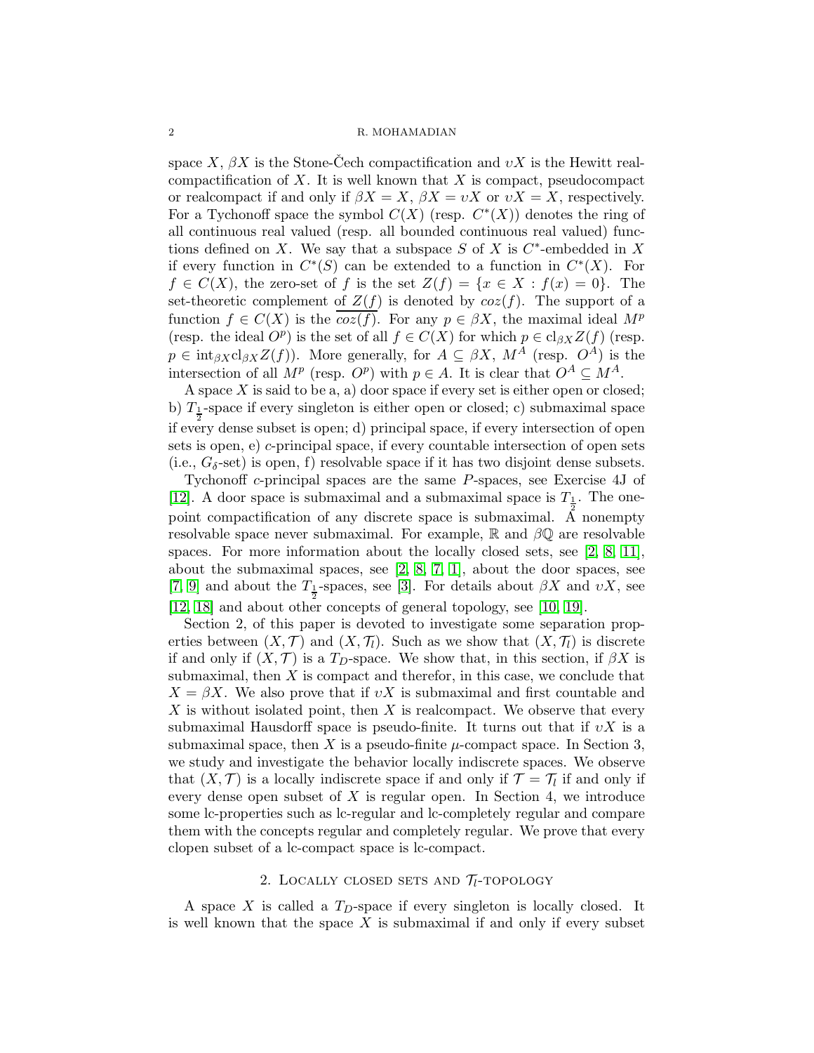space $X$, $\beta X$ is the Stone-Čech compactification and $\upsilon X$ is the Hewitt realcompactification of $X$. It is well known that $X$ is compact, pseudocompact or realcompact if and only if $\beta X = X$, $\beta X = \upsilon X$ or $\upsilon X = X$, respectively. For a Tychonoff space the symbol $C(X)$ (resp. $C^*(X)$) denotes the ring of all continuous real valued (resp. all bounded continuous real valued) functions defined on $X$. We say that a subspace $S$ of $X$ is $C^*$-embedded in $X$ if every function in $C^*(S)$ can be extended to a function in $C^*(X)$. For $f \in C(X)$, the zero-set of $f$ is the set $Z(f) = \{x \in X : f(x) = 0\}$. The set-theoretic complement of $Z(f)$ is denoted by $coz(f)$. The support of a function $f \in C(X)$ is the $\overline{coz(f)}$. For any $p \in \beta X$, the maximal ideal $M^p$ (resp. the ideal $O^p$) is the set of all $f \in C(X)$ for which $p \in \mathrm{cl}_{\beta X} Z(f)$ (resp. $p \in \mathrm{int}_{\beta X}\mathrm{cl}_{\beta X} Z(f)$). More generally, for $A \subseteq \beta X$, $M^A$ (resp. $O^A$) is the intersection of all $M^p$ (resp. $O^p$) with $p \in A$. It is clear that $O^A \subseteq M^A$.

A space $X$ is said to be a, a) door space if every set is either open or closed; b) $T_{\frac{1}{2}}$-space if every singleton is either open or closed; c) submaximal space if every dense subset is open; d) principal space, if every intersection of open sets is open, e) $c$-principal space, if every countable intersection of open sets (i.e., $G_\delta$-set) is open, f) resolvable space if it has two disjoint dense subsets.

Tychonoff $c$-principal spaces are the same $P$-spaces, see Exercise 4J of [12]. A door space is submaximal and a submaximal space is $T_{\frac{1}{2}}$. The one-point compactification of any discrete space is submaximal. A nonempty resolvable space never submaximal. For example, $\mathbb{R}$ and $\beta\mathbb{Q}$ are resolvable spaces. For more information about the locally closed sets, see [2, 8, 11], about the submaximal spaces, see [2, 8, 7, 1], about the door spaces, see [7, 9] and about the $T_{\frac{1}{2}}$-spaces, see [3]. For details about $\beta X$ and $\upsilon X$, see [12, 18] and about other concepts of general topology, see [10, 19].

Section 2, of this paper is devoted to investigate some separation properties between $(X, \mathcal{T})$ and $(X, \mathcal{T}_l)$. Such as we show that $(X, \mathcal{T}_l)$ is discrete if and only if $(X, \mathcal{T})$ is a $T_D$-space. We show that, in this section, if $\beta X$ is submaximal, then $X$ is compact and therefor, in this case, we conclude that $X = \beta X$. We also prove that if $\upsilon X$ is submaximal and first countable and $X$ is without isolated point, then $X$ is realcompact. We observe that every submaximal Hausdorff space is pseudo-finite. It turns out that if $\upsilon X$ is a submaximal space, then $X$ is a pseudo-finite $\mu$-compact space. In Section 3, we study and investigate the behavior locally indiscrete spaces. We observe that $(X, \mathcal{T})$ is a locally indiscrete space if and only if $\mathcal{T} = \mathcal{T}_l$ if and only if every dense open subset of $X$ is regular open. In Section 4, we introduce some lc-properties such as lc-regular and lc-completely regular and compare them with the concepts regular and completely regular. We prove that every clopen subset of a lc-compact space is lc-compact.

## 2. Locally closed sets and $\mathcal{T}_l$-topology

A space $X$ is called a $T_D$-space if every singleton is locally closed. It is well known that the space $X$ is submaximal if and only if every subset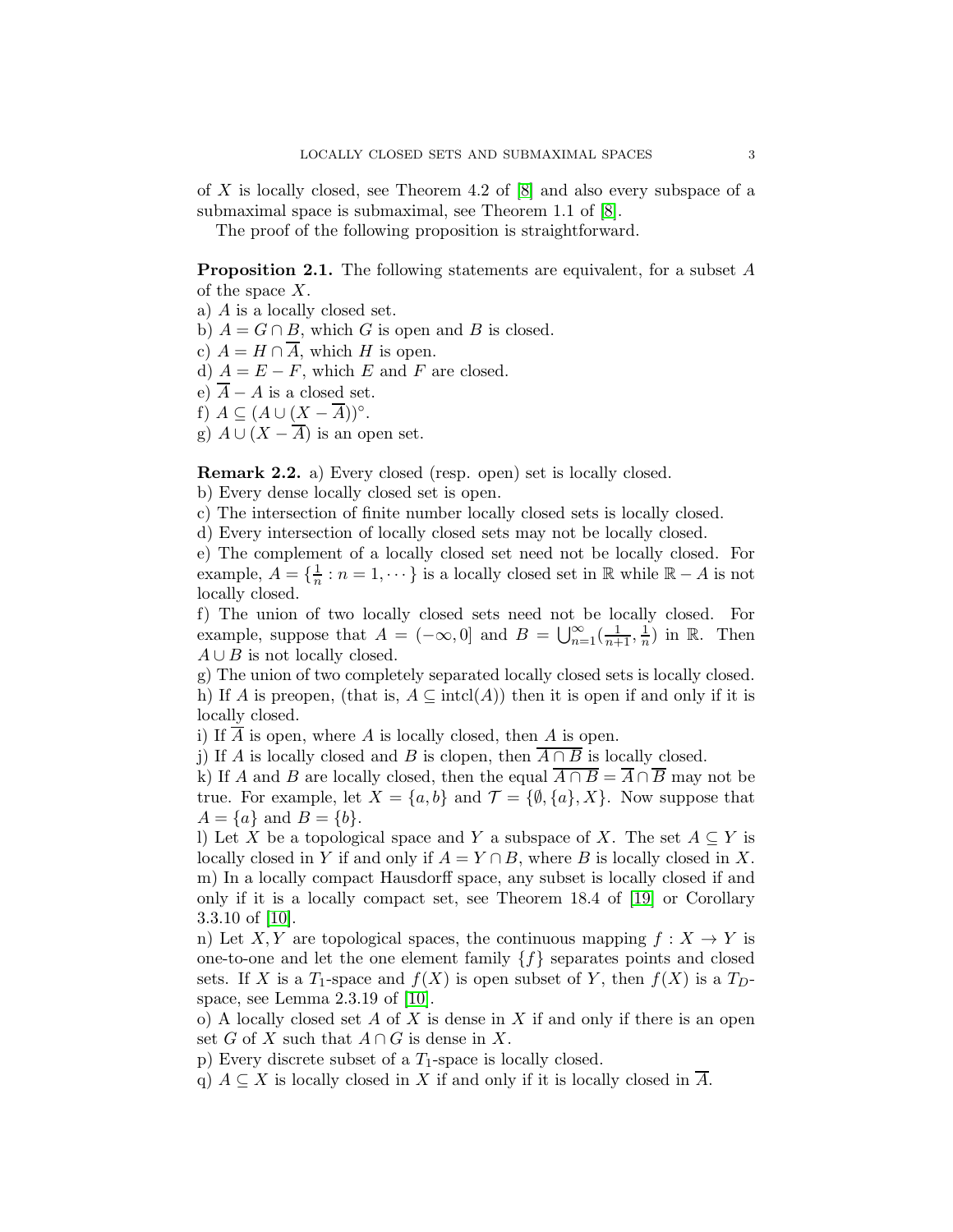of $X$ is locally closed, see Theorem 4.2 of [8] and also every subspace of a submaximal space is submaximal, see Theorem 1.1 of [8].

The proof of the following proposition is straightforward.

**Proposition 2.1.** The following statements are equivalent, for a subset $A$ of the space $X$.

a) $A$ is a locally closed set.
b) $A = G \cap B$, which $G$ is open and $B$ is closed.
c) $A = H \cap \overline{A}$, which $H$ is open.
d) $A = E - F$, which $E$ and $F$ are closed.
e) $\overline{A} - A$ is a closed set.
f) $A \subseteq (A \cup (X - \overline{A}))^{\circ}$.
g) $A \cup (X - \overline{A})$ is an open set.

**Remark 2.2.** a) Every closed (resp. open) set is locally closed.
b) Every dense locally closed set is open.
c) The intersection of finite number locally closed sets is locally closed.
d) Every intersection of locally closed sets may not be locally closed.
e) The complement of a locally closed set need not be locally closed. For example, $A = \{\frac{1}{n} : n = 1, \cdots\}$ is a locally closed set in $\mathbb{R}$ while $\mathbb{R} - A$ is not locally closed.
f) The union of two locally closed sets need not be locally closed. For example, suppose that $A = (-\infty, 0]$ and $B = \bigcup_{n=1}^{\infty}(\frac{1}{n+1}, \frac{1}{n})$ in $\mathbb{R}$. Then $A \cup B$ is not locally closed.
g) The union of two completely separated locally closed sets is locally closed.
h) If $A$ is preopen, (that is, $A \subseteq \text{intcl}(A)$) then it is open if and only if it is locally closed.
i) If $\overline{A}$ is open, where $A$ is locally closed, then $A$ is open.
j) If $A$ is locally closed and $B$ is clopen, then $\overline{A \cap B}$ is locally closed.
k) If $A$ and $B$ are locally closed, then the equal $\overline{A \cap B} = \overline{A} \cap \overline{B}$ may not be true. For example, let $X = \{a, b\}$ and $\mathcal{T} = \{\emptyset, \{a\}, X\}$. Now suppose that $A = \{a\}$ and $B = \{b\}$.
l) Let $X$ be a topological space and $Y$ a subspace of $X$. The set $A \subseteq Y$ is locally closed in $Y$ if and only if $A = Y \cap B$, where $B$ is locally closed in $X$.
m) In a locally compact Hausdorff space, any subset is locally closed if and only if it is a locally compact set, see Theorem 18.4 of [19] or Corollary 3.3.10 of [10].
n) Let $X, Y$ are topological spaces, the continuous mapping $f : X \to Y$ is one-to-one and let the one element family $\{f\}$ separates points and closed sets. If $X$ is a $T_1$-space and $f(X)$ is open subset of $Y$, then $f(X)$ is a $T_D$-space, see Lemma 2.3.19 of [10].
o) A locally closed set $A$ of $X$ is dense in $X$ if and only if there is an open set $G$ of $X$ such that $A \cap G$ is dense in $X$.
p) Every discrete subset of a $T_1$-space is locally closed.
q) $A \subseteq X$ is locally closed in $X$ if and only if it is locally closed in $\overline{A}$.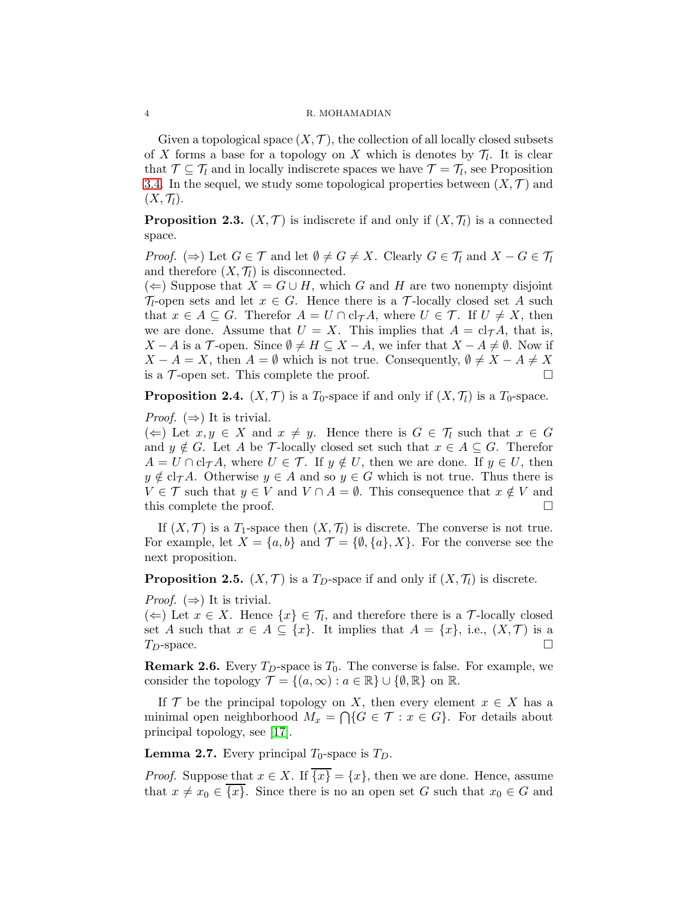Given a topological space $(X, \mathcal{T})$, the collection of all locally closed subsets of $X$ forms a base for a topology on $X$ which is denotes by $\mathcal{T}_l$. It is clear that $\mathcal{T} \subseteq \mathcal{T}_l$ and in locally indiscrete spaces we have $\mathcal{T} = \mathcal{T}_l$, see Proposition 3.4. In the sequel, we study some topological properties between $(X, \mathcal{T})$ and $(X, \mathcal{T}_l)$.

**Proposition 2.3.** $(X, \mathcal{T})$ is indiscrete if and only if $(X, \mathcal{T}_l)$ is a connected space.

*Proof.* $(\Rightarrow)$ Let $G \in \mathcal{T}$ and let $\emptyset \neq G \neq X$. Clearly $G \in \mathcal{T}_l$ and $X - G \in \mathcal{T}_l$ and therefore $(X, \mathcal{T}_l)$ is disconnected.
$(\Leftarrow)$ Suppose that $X = G \cup H$, which $G$ and $H$ are two nonempty disjoint $\mathcal{T}_l$-open sets and let $x \in G$. Hence there is a $\mathcal{T}$-locally closed set $A$ such that $x \in A \subseteq G$. Therefor $A = U \cap \mathrm{cl}_{\mathcal{T}} A$, where $U \in \mathcal{T}$. If $U \neq X$, then we are done. Assume that $U = X$. This implies that $A = \mathrm{cl}_{\mathcal{T}} A$, that is, $X - A$ is a $\mathcal{T}$-open. Since $\emptyset \neq H \subseteq X - A$, we infer that $X - A \neq \emptyset$. Now if $X - A = X$, then $A = \emptyset$ which is not true. Consequently, $\emptyset \neq X - A \neq X$ is a $\mathcal{T}$-open set. This complete the proof. $\square$

**Proposition 2.4.** $(X, \mathcal{T})$ is a $T_0$-space if and only if $(X, \mathcal{T}_l)$ is a $T_0$-space.

*Proof.* $(\Rightarrow)$ It is trivial.
$(\Leftarrow)$ Let $x, y \in X$ and $x \neq y$. Hence there is $G \in \mathcal{T}_l$ such that $x \in G$ and $y \notin G$. Let $A$ be $\mathcal{T}$-locally closed set such that $x \in A \subseteq G$. Therefor $A = U \cap \mathrm{cl}_{\mathcal{T}} A$, where $U \in \mathcal{T}$. If $y \notin U$, then we are done. If $y \in U$, then $y \notin \mathrm{cl}_{\mathcal{T}} A$. Otherwise $y \in A$ and so $y \in G$ which is not true. Thus there is $V \in \mathcal{T}$ such that $y \in V$ and $V \cap A = \emptyset$. This consequence that $x \notin V$ and this complete the proof. $\square$

If $(X, \mathcal{T})$ is a $T_1$-space then $(X, \mathcal{T}_l)$ is discrete. The converse is not true. For example, let $X = \{a, b\}$ and $\mathcal{T} = \{\emptyset, \{a\}, X\}$. For the converse see the next proposition.

**Proposition 2.5.** $(X, \mathcal{T})$ is a $T_D$-space if and only if $(X, \mathcal{T}_l)$ is discrete.

*Proof.* $(\Rightarrow)$ It is trivial.
$(\Leftarrow)$ Let $x \in X$. Hence $\{x\} \in \mathcal{T}_l$, and therefore there is a $\mathcal{T}$-locally closed set $A$ such that $x \in A \subseteq \{x\}$. It implies that $A = \{x\}$, i.e., $(X, \mathcal{T})$ is a $T_D$-space. $\square$

**Remark 2.6.** Every $T_D$-space is $T_0$. The converse is false. For example, we consider the topology $\mathcal{T} = \{(a, \infty) : a \in \mathbb{R}\} \cup \{\emptyset, \mathbb{R}\}$ on $\mathbb{R}$.

If $\mathcal{T}$ be the principal topology on $X$, then every element $x \in X$ has a minimal open neighborhood $M_x = \bigcap\{G \in \mathcal{T} : x \in G\}$. For details about principal topology, see [17].

**Lemma 2.7.** Every principal $T_0$-space is $T_D$.

*Proof.* Suppose that $x \in X$. If $\overline{\{x\}} = \{x\}$, then we are done. Hence, assume that $x \neq x_0 \in \overline{\{x\}}$. Since there is no an open set $G$ such that $x_0 \in G$ and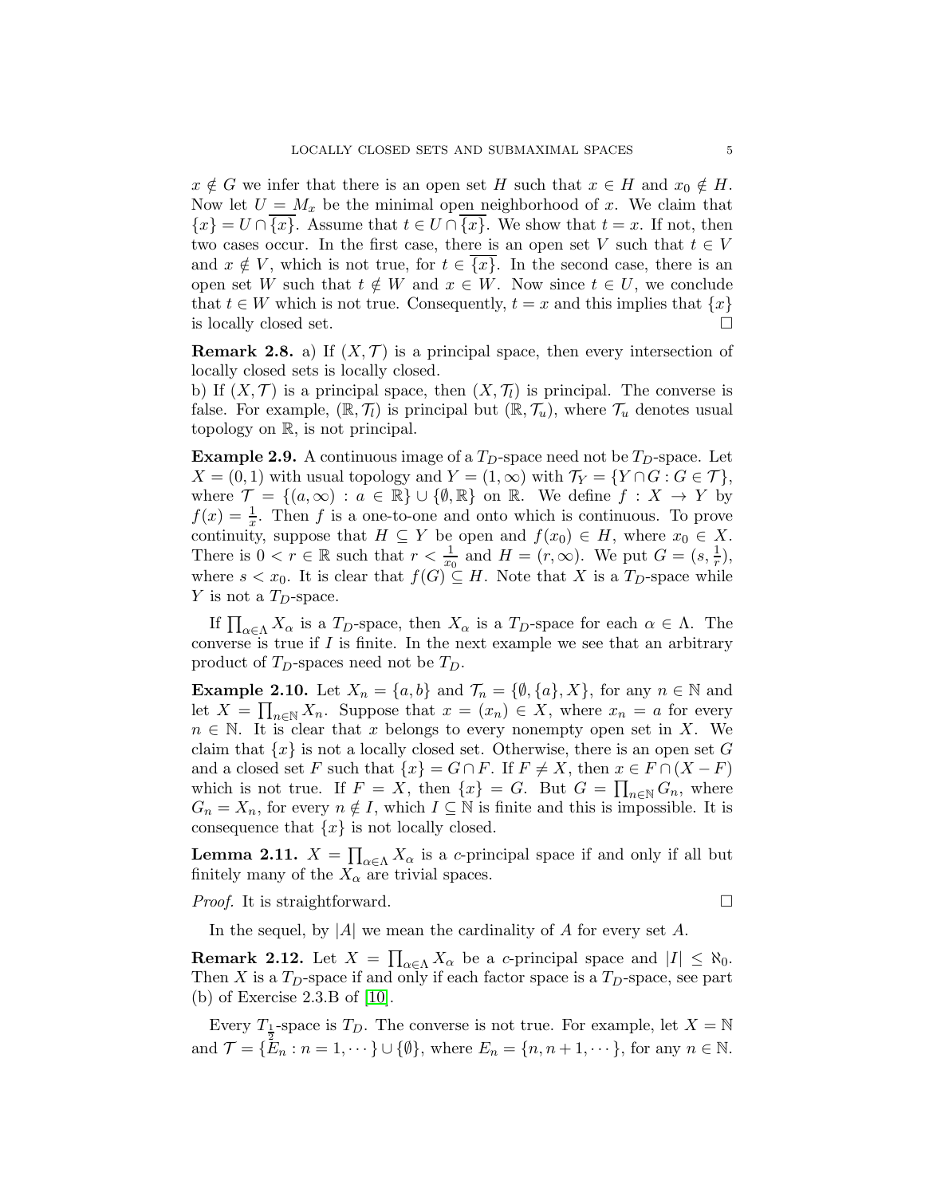$x \notin G$ we infer that there is an open set $H$ such that $x \in H$ and $x_0 \notin H$. Now let $U = M_x$ be the minimal open neighborhood of $x$. We claim that $\{x\} = U \cap \overline{\{x\}}$. Assume that $t \in U \cap \overline{\{x\}}$. We show that $t = x$. If not, then two cases occur. In the first case, there is an open set $V$ such that $t \in V$ and $x \notin V$, which is not true, for $t \in \overline{\{x\}}$. In the second case, there is an open set $W$ such that $t \notin W$ and $x \in W$. Now since $t \in U$, we conclude that $t \in W$ which is not true. Consequently, $t = x$ and this implies that $\{x\}$ is locally closed set. □

**Remark 2.8.** a) If $(X, \mathcal{T})$ is a principal space, then every intersection of locally closed sets is locally closed.
b) If $(X, \mathcal{T})$ is a principal space, then $(X, \mathcal{T}_l)$ is principal. The converse is false. For example, $(\mathbb{R}, \mathcal{T}_l)$ is principal but $(\mathbb{R}, \mathcal{T}_u)$, where $\mathcal{T}_u$ denotes usual topology on $\mathbb{R}$, is not principal.

**Example 2.9.** A continuous image of a $T_D$-space need not be $T_D$-space. Let $X = (0, 1)$ with usual topology and $Y = (1, \infty)$ with $\mathcal{T}_Y = \{Y \cap G : G \in \mathcal{T}\}$, where $\mathcal{T} = \{(a, \infty) : a \in \mathbb{R}\} \cup \{\emptyset, \mathbb{R}\}$ on $\mathbb{R}$. We define $f : X \to Y$ by $f(x) = \frac{1}{x}$. Then $f$ is a one-to-one and onto which is continuous. To prove continuity, suppose that $H \subseteq Y$ be open and $f(x_0) \in H$, where $x_0 \in X$. There is $0 < r \in \mathbb{R}$ such that $r < \frac{1}{x_0}$ and $H = (r, \infty)$. We put $G = (s, \frac{1}{r})$, where $s < x_0$. It is clear that $f(G) \subseteq H$. Note that $X$ is a $T_D$-space while $Y$ is not a $T_D$-space.

If $\prod_{\alpha \in \Lambda} X_\alpha$ is a $T_D$-space, then $X_\alpha$ is a $T_D$-space for each $\alpha \in \Lambda$. The converse is true if $I$ is finite. In the next example we see that an arbitrary product of $T_D$-spaces need not be $T_D$.

**Example 2.10.** Let $X_n = \{a, b\}$ and $\mathcal{T}_n = \{\emptyset, \{a\}, X\}$, for any $n \in \mathbb{N}$ and let $X = \prod_{n \in \mathbb{N}} X_n$. Suppose that $x = (x_n) \in X$, where $x_n = a$ for every $n \in \mathbb{N}$. It is clear that $x$ belongs to every nonempty open set in $X$. We claim that $\{x\}$ is not a locally closed set. Otherwise, there is an open set $G$ and a closed set $F$ such that $\{x\} = G \cap F$. If $F \neq X$, then $x \in F \cap (X - F)$ which is not true. If $F = X$, then $\{x\} = G$. But $G = \prod_{n \in \mathbb{N}} G_n$, where $G_n = X_n$, for every $n \notin I$, which $I \subseteq \mathbb{N}$ is finite and this is impossible. It is consequence that $\{x\}$ is not locally closed.

**Lemma 2.11.** $X = \prod_{\alpha \in \Lambda} X_\alpha$ is a $c$-principal space if and only if all but finitely many of the $X_\alpha$ are trivial spaces.

*Proof.* It is straightforward. □

In the sequel, by $|A|$ we mean the cardinality of $A$ for every set $A$.

**Remark 2.12.** Let $X = \prod_{\alpha \in \Lambda} X_\alpha$ be a $c$-principal space and $|I| \leq \aleph_0$. Then $X$ is a $T_D$-space if and only if each factor space is a $T_D$-space, see part (b) of Exercise 2.3.B of [10].

Every $T_{\frac{1}{2}}$-space is $T_D$. The converse is not true. For example, let $X = \mathbb{N}$ and $\mathcal{T} = \{E_n : n = 1, \cdots\} \cup \{\emptyset\}$, where $E_n = \{n, n+1, \cdots\}$, for any $n \in \mathbb{N}$.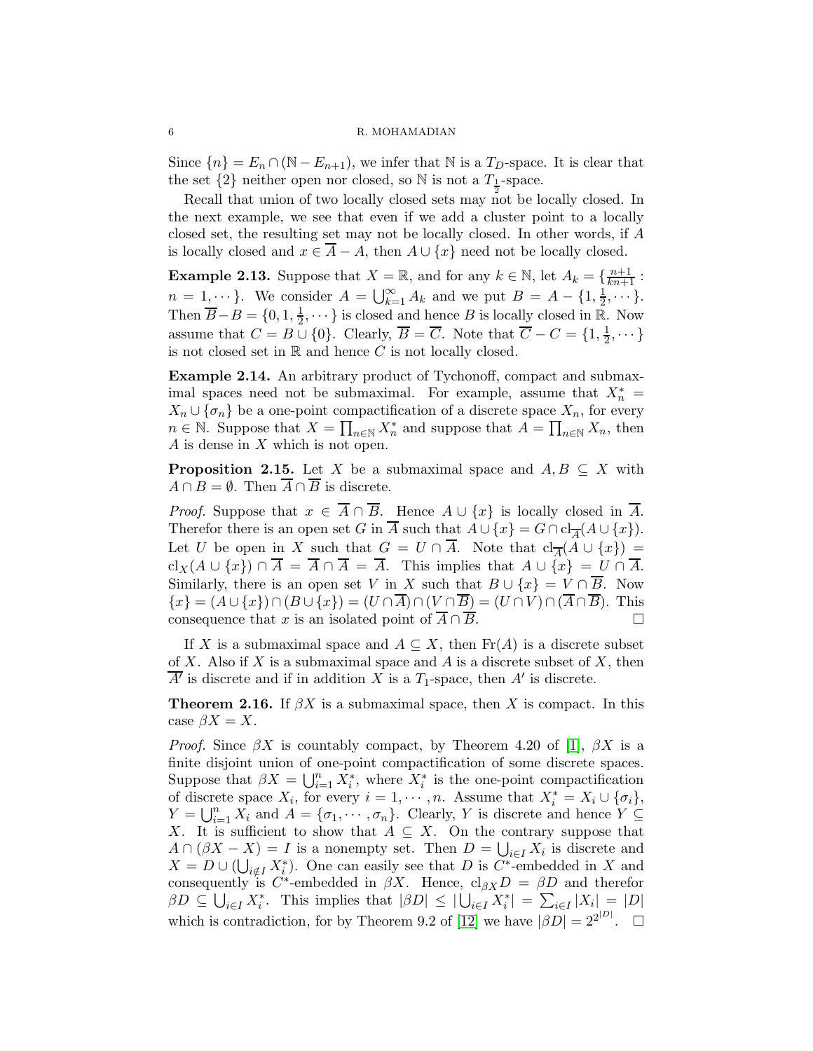Since $\{n\} = E_n \cap (\mathbb{N} - E_{n+1})$, we infer that $\mathbb{N}$ is a $T_D$-space. It is clear that the set $\{2\}$ neither open nor closed, so $\mathbb{N}$ is not a $T_{\frac{1}{2}}$-space.

Recall that union of two locally closed sets may not be locally closed. In the next example, we see that even if we add a cluster point to a locally closed set, the resulting set may not be locally closed. In other words, if $A$ is locally closed and $x \in \overline{A} - A$, then $A \cup \{x\}$ need not be locally closed.

**Example 2.13.** Suppose that $X = \mathbb{R}$, and for any $k \in \mathbb{N}$, let $A_k = \{\frac{n+1}{kn+1} : n = 1, \cdots\}$. We consider $A = \bigcup_{k=1}^{\infty} A_k$ and we put $B = A - \{1, \frac{1}{2}, \cdots\}$. Then $\overline{B} - B = \{0, 1, \frac{1}{2}, \cdots\}$ is closed and hence $B$ is locally closed in $\mathbb{R}$. Now assume that $C = B \cup \{0\}$. Clearly, $\overline{B} = \overline{C}$. Note that $\overline{C} - C = \{1, \frac{1}{2}, \cdots\}$ is not closed set in $\mathbb{R}$ and hence $C$ is not locally closed.

**Example 2.14.** An arbitrary product of Tychonoff, compact and submaximal spaces need not be submaximal. For example, assume that $X_n^* = X_n \cup \{\sigma_n\}$ be a one-point compactification of a discrete space $X_n$, for every $n \in \mathbb{N}$. Suppose that $X = \prod_{n\in\mathbb{N}} X_n^*$ and suppose that $A = \prod_{n\in\mathbb{N}} X_n$, then $A$ is dense in $X$ which is not open.

**Proposition 2.15.** Let $X$ be a submaximal space and $A, B \subseteq X$ with $A \cap B = \emptyset$. Then $\overline{A} \cap \overline{B}$ is discrete.

*Proof.* Suppose that $x \in \overline{A} \cap \overline{B}$. Hence $A \cup \{x\}$ is locally closed in $\overline{A}$. Therefor there is an open set $G$ in $\overline{A}$ such that $A \cup \{x\} = G \cap \mathrm{cl}_{\overline{A}}(A \cup \{x\})$. Let $U$ be open in $X$ such that $G = U \cap \overline{A}$. Note that $\mathrm{cl}_{\overline{A}}(A \cup \{x\}) = \mathrm{cl}_X(A \cup \{x\}) \cap \overline{A} = \overline{A} \cap \overline{A} = \overline{A}$. This implies that $A \cup \{x\} = U \cap \overline{A}$. Similarly, there is an open set $V$ in $X$ such that $B \cup \{x\} = V \cap \overline{B}$. Now $\{x\} = (A \cup \{x\}) \cap (B \cup \{x\}) = (U \cap \overline{A}) \cap (V \cap \overline{B}) = (U \cap V) \cap (\overline{A} \cap \overline{B})$. This consequence that $x$ is an isolated point of $\overline{A} \cap \overline{B}$. $\square$

If $X$ is a submaximal space and $A \subseteq X$, then $\mathrm{Fr}(A)$ is a discrete subset of $X$. Also if $X$ is a submaximal space and $A$ is a discrete subset of $X$, then $\overline{A'}$ is discrete and if in addition $X$ is a $T_1$-space, then $A'$ is discrete.

**Theorem 2.16.** If $\beta X$ is a submaximal space, then $X$ is compact. In this case $\beta X = X$.

*Proof.* Since $\beta X$ is countably compact, by Theorem 4.20 of [1], $\beta X$ is a finite disjoint union of one-point compactification of some discrete spaces. Suppose that $\beta X = \bigcup_{i=1}^{n} X_i^*$, where $X_i^*$ is the one-point compactification of discrete space $X_i$, for every $i = 1, \cdots, n$. Assume that $X_i^* = X_i \cup \{\sigma_i\}$, $Y = \bigcup_{i=1}^{n} X_i$ and $A = \{\sigma_1, \cdots, \sigma_n\}$. Clearly, $Y$ is discrete and hence $Y \subseteq X$. It is sufficient to show that $A \subseteq X$. On the contrary suppose that $A \cap (\beta X - X) = I$ is a nonempty set. Then $D = \bigcup_{i\in I} X_i$ is discrete and $X = D \cup (\bigcup_{i\notin I} X_i^*)$. One can easily see that $D$ is $C^*$-embedded in $X$ and consequently is $C^*$-embedded in $\beta X$. Hence, $\mathrm{cl}_{\beta X} D = \beta D$ and therefor $\beta D \subseteq \bigcup_{i\in I} X_i^*$. This implies that $|\beta D| \leq |\bigcup_{i\in I} X_i^*| = \sum_{i\in I} |X_i| = |D|$ which is contradiction, for by Theorem 9.2 of [12] we have $|\beta D| = 2^{2^{|D|}}$. $\square$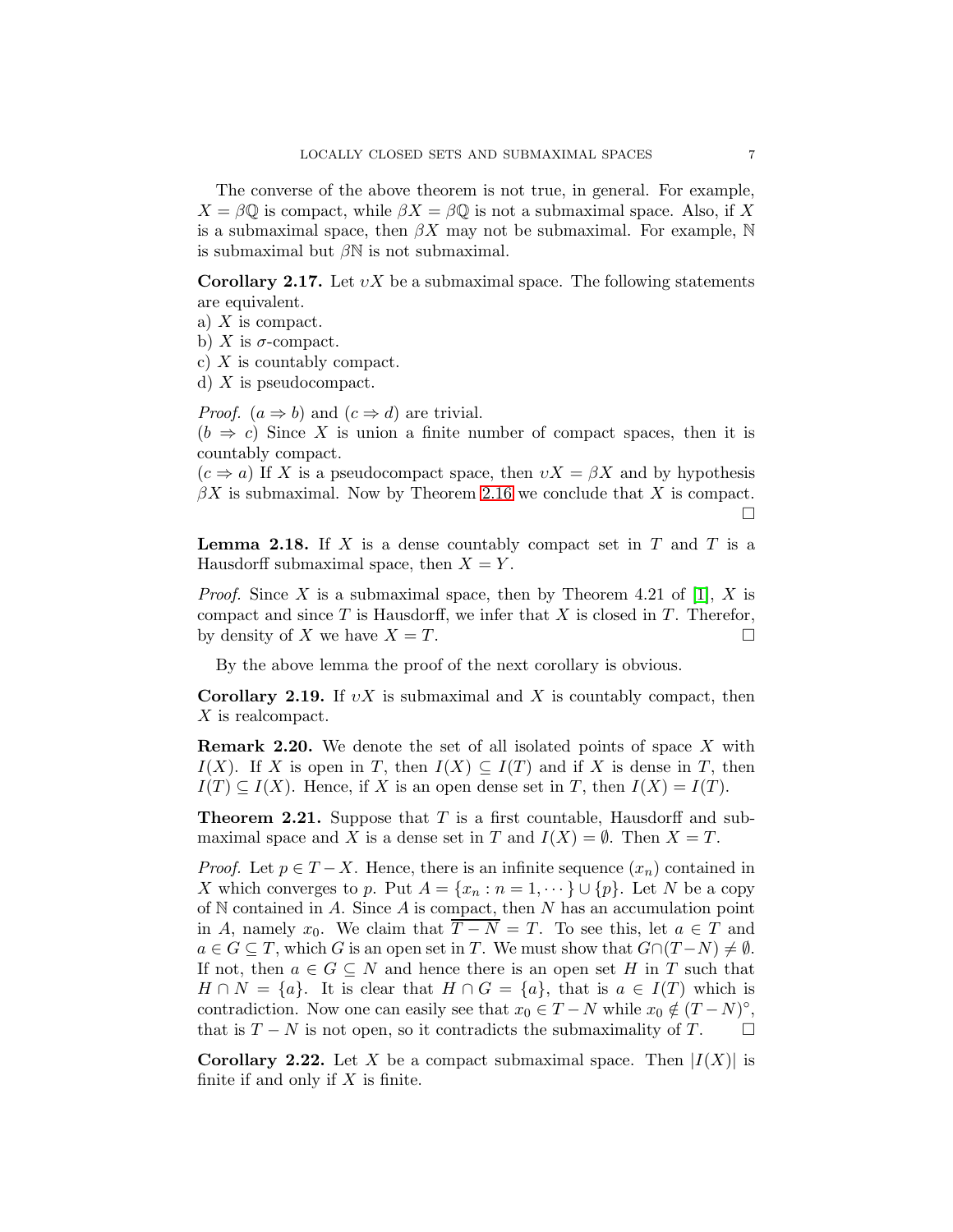The converse of the above theorem is not true, in general. For example, $X = \beta\mathbb{Q}$ is compact, while $\beta X = \beta\mathbb{Q}$ is not a submaximal space. Also, if $X$ is a submaximal space, then $\beta X$ may not be submaximal. For example, $\mathbb{N}$ is submaximal but $\beta\mathbb{N}$ is not submaximal.

**Corollary 2.17.** Let $\upsilon X$ be a submaximal space. The following statements are equivalent.
a) $X$ is compact.
b) $X$ is $\sigma$-compact.
c) $X$ is countably compact.
d) $X$ is pseudocompact.

*Proof.* $(a \Rightarrow b)$ and $(c \Rightarrow d)$ are trivial.
$(b \Rightarrow c)$ Since $X$ is union a finite number of compact spaces, then it is countably compact.
$(c \Rightarrow a)$ If $X$ is a pseudocompact space, then $\upsilon X = \beta X$ and by hypothesis $\beta X$ is submaximal. Now by Theorem 2.16 we conclude that $X$ is compact. □

**Lemma 2.18.** If $X$ is a dense countably compact set in $T$ and $T$ is a Hausdorff submaximal space, then $X = Y$.

*Proof.* Since $X$ is a submaximal space, then by Theorem 4.21 of [1], $X$ is compact and since $T$ is Hausdorff, we infer that $X$ is closed in $T$. Therefor, by density of $X$ we have $X = T$. □

By the above lemma the proof of the next corollary is obvious.

**Corollary 2.19.** If $\upsilon X$ is submaximal and $X$ is countably compact, then $X$ is realcompact.

**Remark 2.20.** We denote the set of all isolated points of space $X$ with $I(X)$. If $X$ is open in $T$, then $I(X) \subseteq I(T)$ and if $X$ is dense in $T$, then $I(T) \subseteq I(X)$. Hence, if $X$ is an open dense set in $T$, then $I(X) = I(T)$.

**Theorem 2.21.** Suppose that $T$ is a first countable, Hausdorff and submaximal space and $X$ is a dense set in $T$ and $I(X) = \emptyset$. Then $X = T$.

*Proof.* Let $p \in T - X$. Hence, there is an infinite sequence $(x_n)$ contained in $X$ which converges to $p$. Put $A = \{x_n : n = 1, \cdots\} \cup \{p\}$. Let $N$ be a copy of $\mathbb{N}$ contained in $A$. Since $A$ is compact, then $N$ has an accumulation point in $A$, namely $x_0$. We claim that $\overline{T - N} = T$. To see this, let $a \in T$ and $a \in G \subseteq T$, which $G$ is an open set in $T$. We must show that $G \cap (T - N) \neq \emptyset$. If not, then $a \in G \subseteq N$ and hence there is an open set $H$ in $T$ such that $H \cap N = \{a\}$. It is clear that $H \cap G = \{a\}$, that is $a \in I(T)$ which is contradiction. Now one can easily see that $x_0 \in T - N$ while $x_0 \notin (T - N)^\circ$, that is $T - N$ is not open, so it contradicts the submaximality of $T$. □

**Corollary 2.22.** Let $X$ be a compact submaximal space. Then $|I(X)|$ is finite if and only if $X$ is finite.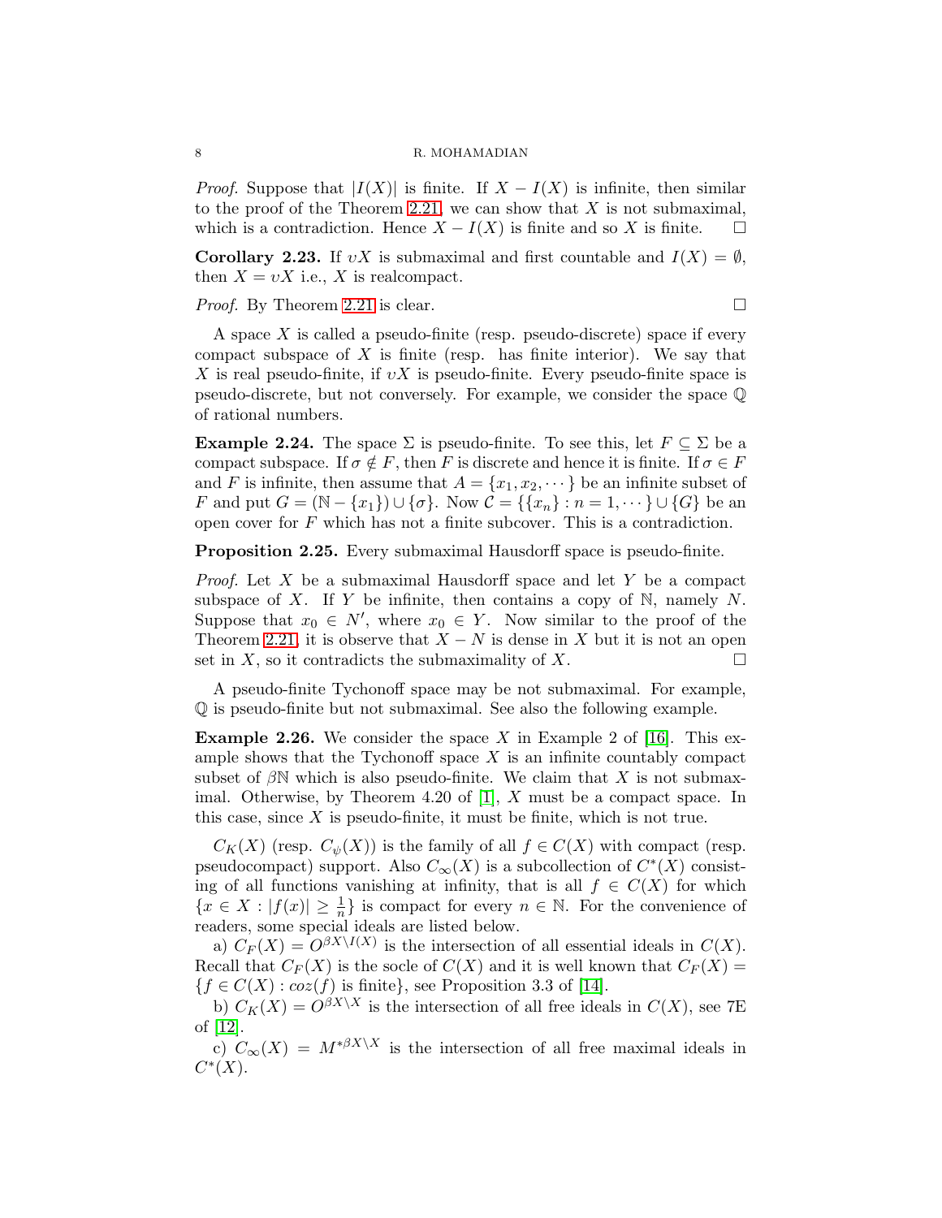*Proof.* Suppose that $|I(X)|$ is finite. If $X - I(X)$ is infinite, then similar to the proof of the Theorem 2.21, we can show that $X$ is not submaximal, which is a contradiction. Hence $X - I(X)$ is finite and so $X$ is finite. $\square$

**Corollary 2.23.** If $\upsilon X$ is submaximal and first countable and $I(X) = \emptyset$, then $X = \upsilon X$ i.e., $X$ is realcompact.

*Proof.* By Theorem 2.21 is clear. $\square$

A space $X$ is called a pseudo-finite (resp. pseudo-discrete) space if every compact subspace of $X$ is finite (resp. has finite interior). We say that $X$ is real pseudo-finite, if $\upsilon X$ is pseudo-finite. Every pseudo-finite space is pseudo-discrete, but not conversely. For example, we consider the space $\mathbb{Q}$ of rational numbers.

**Example 2.24.** The space $\Sigma$ is pseudo-finite. To see this, let $F \subseteq \Sigma$ be a compact subspace. If $\sigma \notin F$, then $F$ is discrete and hence it is finite. If $\sigma \in F$ and $F$ is infinite, then assume that $A = \{x_1, x_2, \cdots\}$ be an infinite subset of $F$ and put $G = (\mathbb{N} - \{x_1\}) \cup \{\sigma\}$. Now $\mathcal{C} = \{\{x_n\} : n = 1, \cdots\} \cup \{G\}$ be an open cover for $F$ which has not a finite subcover. This is a contradiction.

**Proposition 2.25.** Every submaximal Hausdorff space is pseudo-finite.

*Proof.* Let $X$ be a submaximal Hausdorff space and let $Y$ be a compact subspace of $X$. If $Y$ be infinite, then contains a copy of $\mathbb{N}$, namely $N$. Suppose that $x_0 \in N'$, where $x_0 \in Y$. Now similar to the proof of the Theorem 2.21, it is observe that $X - N$ is dense in $X$ but it is not an open set in $X$, so it contradicts the submaximality of $X$. $\square$

A pseudo-finite Tychonoff space may be not submaximal. For example, $\mathbb{Q}$ is pseudo-finite but not submaximal. See also the following example.

**Example 2.26.** We consider the space $X$ in Example 2 of [16]. This example shows that the Tychonoff space $X$ is an infinite countably compact subset of $\beta\mathbb{N}$ which is also pseudo-finite. We claim that $X$ is not submaximal. Otherwise, by Theorem 4.20 of [1], $X$ must be a compact space. In this case, since $X$ is pseudo-finite, it must be finite, which is not true.

$C_K(X)$ (resp. $C_\psi(X)$) is the family of all $f \in C(X)$ with compact (resp. pseudocompact) support. Also $C_\infty(X)$ is a subcollection of $C^*(X)$ consisting of all functions vanishing at infinity, that is all $f \in C(X)$ for which $\{x \in X : |f(x)| \geq \frac{1}{n}\}$ is compact for every $n \in \mathbb{N}$. For the convenience of readers, some special ideals are listed below.

a) $C_F(X) = O^{\beta X \setminus I(X)}$ is the intersection of all essential ideals in $C(X)$. Recall that $C_F(X)$ is the socle of $C(X)$ and it is well known that $C_F(X) = \{f \in C(X) : coz(f) \text{ is finite}\}$, see Proposition 3.3 of [14].

b) $C_K(X) = O^{\beta X \setminus X}$ is the intersection of all free ideals in $C(X)$, see 7E of [12].

c) $C_\infty(X) = M^{*\beta X \setminus X}$ is the intersection of all free maximal ideals in $C^*(X)$.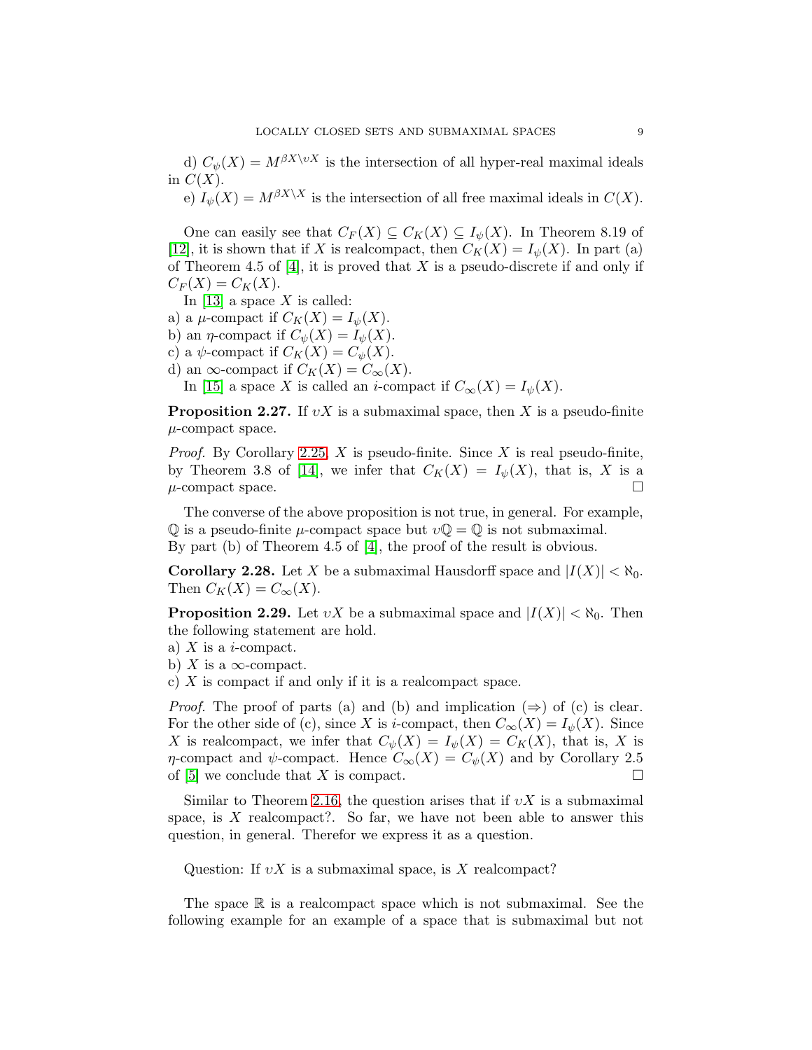d) $C_\psi(X) = M^{\beta X \setminus \upsilon X}$ is the intersection of all hyper-real maximal ideals in $C(X)$.

e) $I_\psi(X) = M^{\beta X \setminus X}$ is the intersection of all free maximal ideals in $C(X)$.

One can easily see that $C_F(X) \subseteq C_K(X) \subseteq I_\psi(X)$. In Theorem 8.19 of [12], it is shown that if $X$ is realcompact, then $C_K(X) = I_\psi(X)$. In part (a) of Theorem 4.5 of [4], it is proved that $X$ is a pseudo-discrete if and only if $C_F(X) = C_K(X)$.

In [13] a space $X$ is called:

a) a $\mu$-compact if $C_K(X) = I_\psi(X)$.
b) an $\eta$-compact if $C_\psi(X) = I_\psi(X)$.
c) a $\psi$-compact if $C_K(X) = C_\psi(X)$.
d) an $\infty$-compact if $C_K(X) = C_\infty(X)$.

In [15] a space $X$ is called an $i$-compact if $C_\infty(X) = I_\psi(X)$.

**Proposition 2.27.** If $\upsilon X$ is a submaximal space, then $X$ is a pseudo-finite $\mu$-compact space.

*Proof.* By Corollary 2.25, $X$ is pseudo-finite. Since $X$ is real pseudo-finite, by Theorem 3.8 of [14], we infer that $C_K(X) = I_\psi(X)$, that is, $X$ is a $\mu$-compact space. □

The converse of the above proposition is not true, in general. For example, $\mathbb{Q}$ is a pseudo-finite $\mu$-compact space but $\upsilon\mathbb{Q} = \mathbb{Q}$ is not submaximal. By part (b) of Theorem 4.5 of [4], the proof of the result is obvious.

**Corollary 2.28.** Let $X$ be a submaximal Hausdorff space and $|I(X)| < \aleph_0$. Then $C_K(X) = C_\infty(X)$.

**Proposition 2.29.** Let $\upsilon X$ be a submaximal space and $|I(X)| < \aleph_0$. Then the following statement are hold.

a) $X$ is a $i$-compact.
b) $X$ is a $\infty$-compact.
c) $X$ is compact if and only if it is a realcompact space.

*Proof.* The proof of parts (a) and (b) and implication ($\Rightarrow$) of (c) is clear. For the other side of (c), since $X$ is $i$-compact, then $C_\infty(X) = I_\psi(X)$. Since $X$ is realcompact, we infer that $C_\psi(X) = I_\psi(X) = C_K(X)$, that is, $X$ is $\eta$-compact and $\psi$-compact. Hence $C_\infty(X) = C_\psi(X)$ and by Corollary 2.5 of [5] we conclude that $X$ is compact. □

Similar to Theorem 2.16, the question arises that if $\upsilon X$ is a submaximal space, is $X$ realcompact?. So far, we have not been able to answer this question, in general. Therefor we express it as a question.

Question: If $\upsilon X$ is a submaximal space, is $X$ realcompact?

The space $\mathbb{R}$ is a realcompact space which is not submaximal. See the following example for an example of a space that is submaximal but not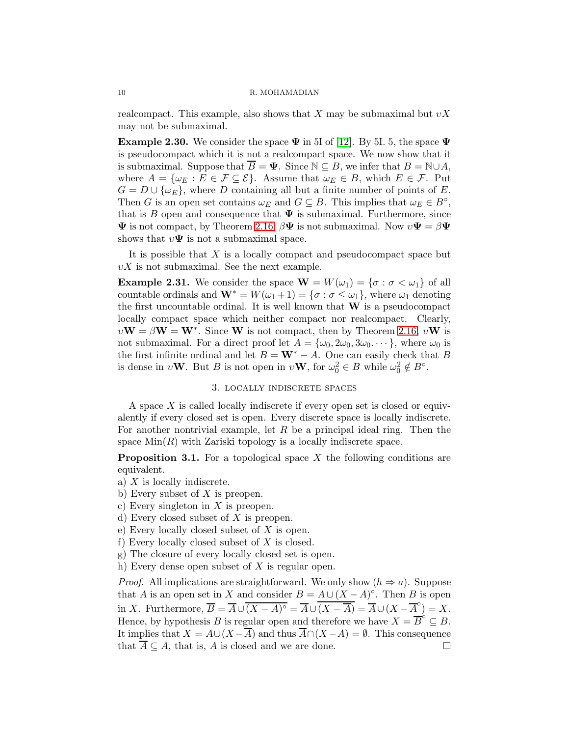realcompact. This example, also shows that $X$ may be submaximal but $\upsilon X$ may not be submaximal.

**Example 2.30.** We consider the space $\mathbf{\Psi}$ in 5I of [12]. By 5I. 5, the space $\mathbf{\Psi}$ is pseudocompact which it is not a realcompact space. We now show that it is submaximal. Suppose that $\overline{B} = \mathbf{\Psi}$. Since $\mathbb{N} \subseteq B$, we infer that $B = \mathbb{N} \cup A$, where $A = \{\omega_E : E \in \mathcal{F} \subseteq \mathcal{E}\}$. Assume that $\omega_E \in B$, which $E \in \mathcal{F}$. Put $G = D \cup \{\omega_E\}$, where $D$ containing all but a finite number of points of $E$. Then $G$ is an open set contains $\omega_E$ and $G \subseteq B$. This implies that $\omega_E \in B^\circ$, that is $B$ open and consequence that $\mathbf{\Psi}$ is submaximal. Furthermore, since $\mathbf{\Psi}$ is not compact, by Theorem 2.16, $\beta\mathbf{\Psi}$ is not submaximal. Now $\upsilon\mathbf{\Psi} = \beta\mathbf{\Psi}$ shows that $\upsilon\mathbf{\Psi}$ is not a submaximal space.

It is possible that $X$ is a locally compact and pseudocompact space but $\upsilon X$ is not submaximal. See the next example.

**Example 2.31.** We consider the space $\mathbf{W} = W(\omega_1) = \{\sigma : \sigma < \omega_1\}$ of all countable ordinals and $\mathbf{W}^* = W(\omega_1 + 1) = \{\sigma : \sigma \leq \omega_1\}$, where $\omega_1$ denoting the first uncountable ordinal. It is well known that $\mathbf{W}$ is a pseudocompact locally compact space which neither compact nor realcompact. Clearly, $\upsilon\mathbf{W} = \beta\mathbf{W} = \mathbf{W}^*$. Since $\mathbf{W}$ is not compact, then by Theorem 2.16, $\upsilon\mathbf{W}$ is not submaximal. For a direct proof let $A = \{\omega_0, 2\omega_0, 3\omega_0. \cdots\}$, where $\omega_0$ is the first infinite ordinal and let $B = \mathbf{W}^* - A$. One can easily check that $B$ is dense in $\upsilon\mathbf{W}$. But $B$ is not open in $\upsilon\mathbf{W}$, for $\omega_0^2 \in B$ while $\omega_0^2 \notin B^\circ$.

## 3. Locally indiscrete spaces

A space $X$ is called locally indiscrete if every open set is closed or equivalently if every closed set is open. Every discrete space is locally indiscrete. For another nontrivial example, let $R$ be a principal ideal ring. Then the space $\mathrm{Min}(R)$ with Zariski topology is a locally indiscrete space.

**Proposition 3.1.** For a topological space $X$ the following conditions are equivalent.

a) $X$ is locally indiscrete.
b) Every subset of $X$ is preopen.
c) Every singleton in $X$ is preopen.
d) Every closed subset of $X$ is preopen.
e) Every locally closed subset of $X$ is open.
f) Every locally closed subset of $X$ is closed.
g) The closure of every locally closed set is open.
h) Every dense open subset of $X$ is regular open.

*Proof.* All implications are straightforward. We only show $(h \Rightarrow a)$. Suppose that $A$ is an open set in $X$ and consider $B = A \cup (X - A)^\circ$. Then $B$ is open in $X$. Furthermore, $\overline{B} = \overline{A} \cup \overline{(X - A)^\circ} = \overline{A} \cup \overline{(X - \overline{A})} = \overline{A} \cup (X - \overline{A}^\circ) = X$. Hence, by hypothesis $B$ is regular open and therefore we have $X = \overline{B}^\circ \subseteq B$. It implies that $X = A \cup (X - \overline{A})$ and thus $\overline{A} \cap (X - A) = \emptyset$. This consequence that $\overline{A} \subseteq A$, that is, $A$ is closed and we are done. $\square$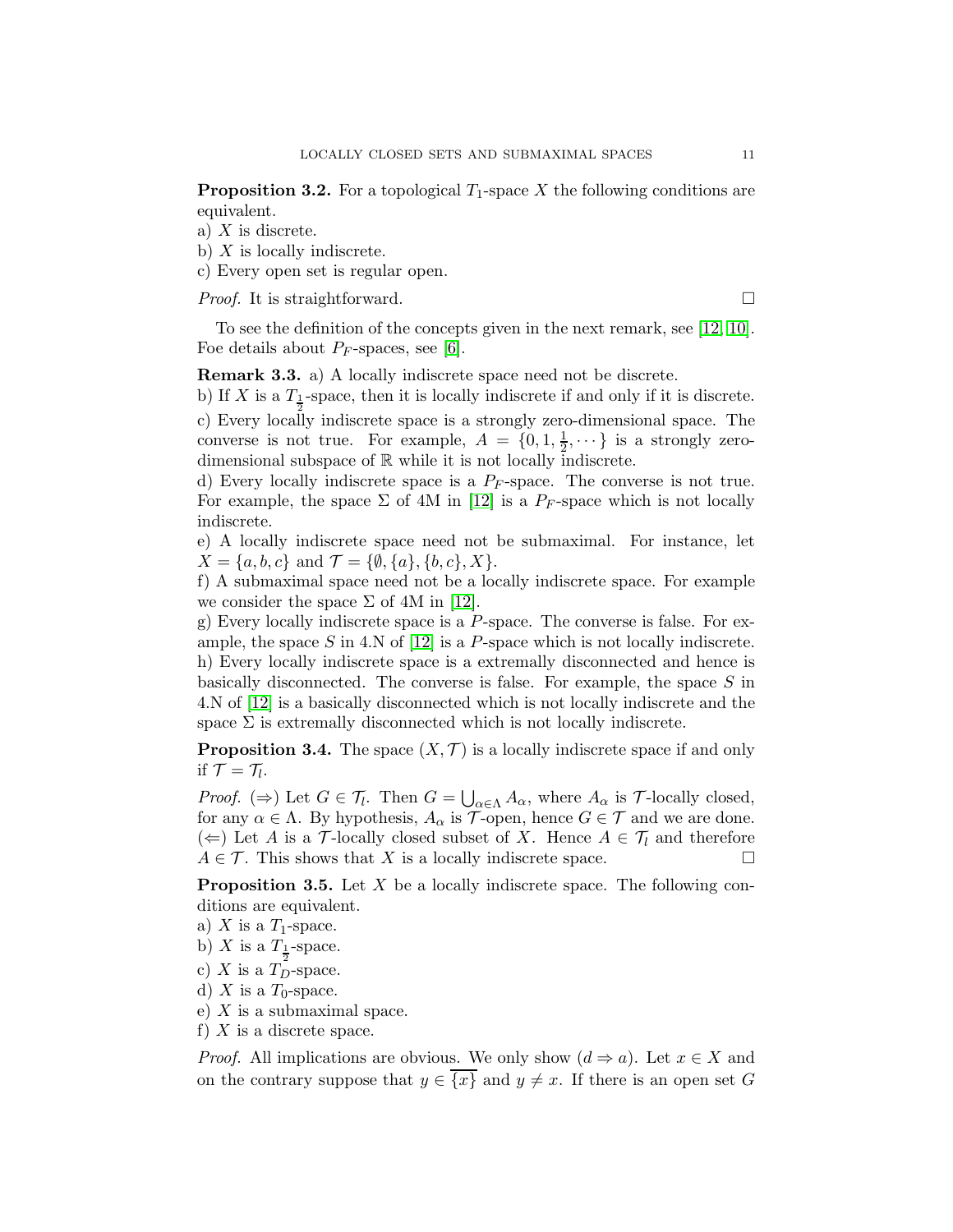**Proposition 3.2.** For a topological $T_1$-space $X$ the following conditions are equivalent.
a) $X$ is discrete.
b) $X$ is locally indiscrete.
c) Every open set is regular open.

*Proof.* It is straightforward. $\square$

To see the definition of the concepts given in the next remark, see [12, 10]. Foe details about $P_F$-spaces, see [6].

**Remark 3.3.** a) A locally indiscrete space need not be discrete.
b) If $X$ is a $T_{\frac{1}{2}}$-space, then it is locally indiscrete if and only if it is discrete.
c) Every locally indiscrete space is a strongly zero-dimensional space. The converse is not true. For example, $A = \{0, 1, \frac{1}{2}, \cdots\}$ is a strongly zero-dimensional subspace of $\mathbb{R}$ while it is not locally indiscrete.
d) Every locally indiscrete space is a $P_F$-space. The converse is not true. For example, the space $\Sigma$ of 4M in [12] is a $P_F$-space which is not locally indiscrete.
e) A locally indiscrete space need not be submaximal. For instance, let $X = \{a, b, c\}$ and $\mathcal{T} = \{\emptyset, \{a\}, \{b, c\}, X\}$.
f) A submaximal space need not be a locally indiscrete space. For example we consider the space $\Sigma$ of 4M in [12].
g) Every locally indiscrete space is a $P$-space. The converse is false. For example, the space $S$ in 4.N of [12] is a $P$-space which is not locally indiscrete.
h) Every locally indiscrete space is a extremally disconnected and hence is basically disconnected. The converse is false. For example, the space $S$ in 4.N of [12] is a basically disconnected which is not locally indiscrete and the space $\Sigma$ is extremally disconnected which is not locally indiscrete.

**Proposition 3.4.** The space $(X, \mathcal{T})$ is a locally indiscrete space if and only if $\mathcal{T} = \mathcal{T}_l$.

*Proof.* ($\Rightarrow$) Let $G \in \mathcal{T}_l$. Then $G = \bigcup_{\alpha \in \Lambda} A_\alpha$, where $A_\alpha$ is $\mathcal{T}$-locally closed, for any $\alpha \in \Lambda$. By hypothesis, $A_\alpha$ is $\mathcal{T}$-open, hence $G \in \mathcal{T}$ and we are done.
($\Leftarrow$) Let $A$ is a $\mathcal{T}$-locally closed subset of $X$. Hence $A \in \mathcal{T}_l$ and therefore $A \in \mathcal{T}$. This shows that $X$ is a locally indiscrete space. $\square$

**Proposition 3.5.** Let $X$ be a locally indiscrete space. The following conditions are equivalent.
a) $X$ is a $T_1$-space.
b) $X$ is a $T_{\frac{1}{2}}$-space.
c) $X$ is a $T_D$-space.
d) $X$ is a $T_0$-space.
e) $X$ is a submaximal space.
f) $X$ is a discrete space.

*Proof.* All implications are obvious. We only show $(d \Rightarrow a)$. Let $x \in X$ and on the contrary suppose that $y \in \overline{\{x\}}$ and $y \neq x$. If there is an open set $G$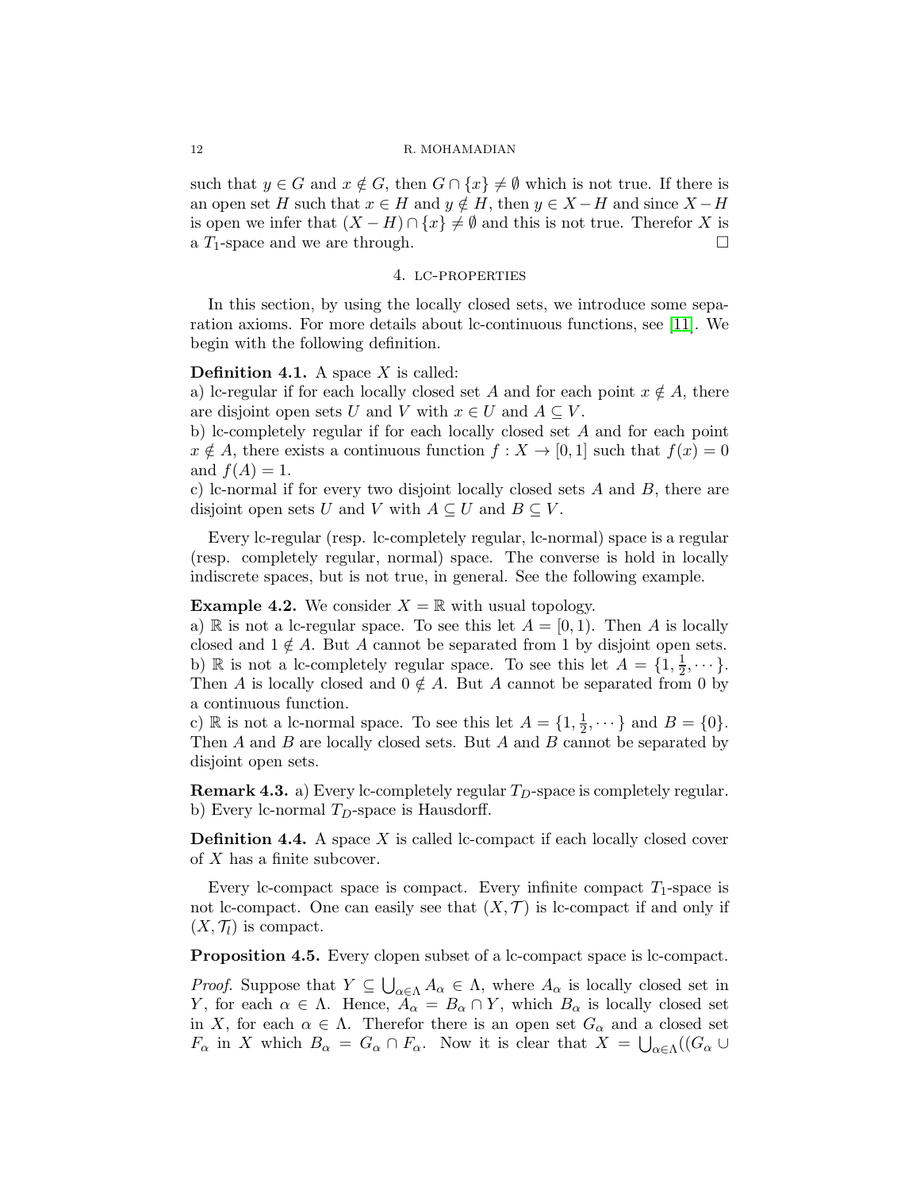such that $y \in G$ and $x \notin G$, then $G \cap \{x\} \neq \emptyset$ which is not true. If there is an open set $H$ such that $x \in H$ and $y \notin H$, then $y \in X - H$ and since $X - H$ is open we infer that $(X - H) \cap \{x\} \neq \emptyset$ and this is not true. Therefor $X$ is a $T_1$-space and we are through. □

## 4. lc-properties

In this section, by using the locally closed sets, we introduce some separation axioms. For more details about lc-continuous functions, see [11]. We begin with the following definition.

**Definition 4.1.** A space $X$ is called:
a) lc-regular if for each locally closed set $A$ and for each point $x \notin A$, there are disjoint open sets $U$ and $V$ with $x \in U$ and $A \subseteq V$.
b) lc-completely regular if for each locally closed set $A$ and for each point $x \notin A$, there exists a continuous function $f : X \to [0, 1]$ such that $f(x) = 0$ and $f(A) = 1$.
c) lc-normal if for every two disjoint locally closed sets $A$ and $B$, there are disjoint open sets $U$ and $V$ with $A \subseteq U$ and $B \subseteq V$.

Every lc-regular (resp. lc-completely regular, lc-normal) space is a regular (resp. completely regular, normal) space. The converse is hold in locally indiscrete spaces, but is not true, in general. See the following example.

**Example 4.2.** We consider $X = \mathbb{R}$ with usual topology.
a) $\mathbb{R}$ is not a lc-regular space. To see this let $A = [0, 1)$. Then $A$ is locally closed and $1 \notin A$. But $A$ cannot be separated from 1 by disjoint open sets.
b) $\mathbb{R}$ is not a lc-completely regular space. To see this let $A = \{1, \frac{1}{2}, \cdots\}$. Then $A$ is locally closed and $0 \notin A$. But $A$ cannot be separated from 0 by a continuous function.
c) $\mathbb{R}$ is not a lc-normal space. To see this let $A = \{1, \frac{1}{2}, \cdots\}$ and $B = \{0\}$. Then $A$ and $B$ are locally closed sets. But $A$ and $B$ cannot be separated by disjoint open sets.

**Remark 4.3.** a) Every lc-completely regular $T_D$-space is completely regular.
b) Every lc-normal $T_D$-space is Hausdorff.

**Definition 4.4.** A space $X$ is called lc-compact if each locally closed cover of $X$ has a finite subcover.

Every lc-compact space is compact. Every infinite compact $T_1$-space is not lc-compact. One can easily see that $(X, \mathcal{T})$ is lc-compact if and only if $(X, \mathcal{T}_l)$ is compact.

**Proposition 4.5.** Every clopen subset of a lc-compact space is lc-compact.

*Proof.* Suppose that $Y \subseteq \bigcup_{\alpha \in \Lambda} A_\alpha \in \Lambda$, where $A_\alpha$ is locally closed set in $Y$, for each $\alpha \in \Lambda$. Hence, $A_\alpha = B_\alpha \cap Y$, which $B_\alpha$ is locally closed set in $X$, for each $\alpha \in \Lambda$. Therefor there is an open set $G_\alpha$ and a closed set $F_\alpha$ in $X$ which $B_\alpha = G_\alpha \cap F_\alpha$. Now it is clear that $X = \bigcup_{\alpha \in \Lambda}((G_\alpha \cup$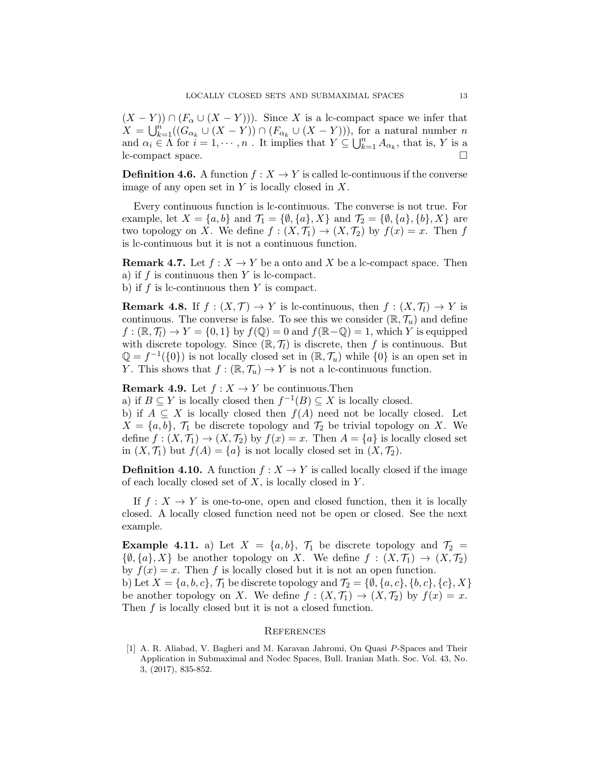$(X - Y)) \cap (F_\alpha \cup (X - Y)))$. Since $X$ is a lc-compact space we infer that $X = \bigcup_{k=1}^{n}((G_{\alpha_k} \cup (X - Y)) \cap (F_{\alpha_k} \cup (X - Y)))$, for a natural number $n$ and $\alpha_i \in \Lambda$ for $i = 1, \cdots, n$ . It implies that $Y \subseteq \bigcup_{k=1}^{n} A_{\alpha_k}$, that is, $Y$ is a lc-compact space. $\square$

**Definition 4.6.** A function $f : X \to Y$ is called lc-continuous if the converse image of any open set in $Y$ is locally closed in $X$.

Every continuous function is lc-continuous. The converse is not true. For example, let $X = \{a, b\}$ and $\mathcal{T}_1 = \{\emptyset, \{a\}, X\}$ and $\mathcal{T}_2 = \{\emptyset, \{a\}, \{b\}, X\}$ are two topology on $X$. We define $f : (X, \mathcal{T}_1) \to (X, \mathcal{T}_2)$ by $f(x) = x$. Then $f$ is lc-continuous but it is not a continuous function.

**Remark 4.7.** Let $f : X \to Y$ be a onto and $X$ be a lc-compact space. Then
a) if $f$ is continuous then $Y$ is lc-compact.
b) if $f$ is lc-continuous then $Y$ is compact.

**Remark 4.8.** If $f : (X, \mathcal{T}) \to Y$ is lc-continuous, then $f : (X, \mathcal{T}_l) \to Y$ is continuous. The converse is false. To see this we consider $(\mathbb{R}, \mathcal{T}_u)$ and define $f : (\mathbb{R}, \mathcal{T}_l) \to Y = \{0, 1\}$ by $f(\mathbb{Q}) = 0$ and $f(\mathbb{R} - \mathbb{Q}) = 1$, which $Y$ is equipped with discrete topology. Since $(\mathbb{R}, \mathcal{T}_l)$ is discrete, then $f$ is continuous. But $\mathbb{Q} = f^{-1}(\{0\})$ is not locally closed set in $(\mathbb{R}, \mathcal{T}_u)$ while $\{0\}$ is an open set in $Y$. This shows that $f : (\mathbb{R}, \mathcal{T}_u) \to Y$ is not a lc-continuous function.

**Remark 4.9.** Let $f : X \to Y$ be continuous.Then
a) if $B \subseteq Y$ is locally closed then $f^{-1}(B) \subseteq X$ is locally closed.
b) if $A \subseteq X$ is locally closed then $f(A)$ need not be locally closed. Let $X = \{a, b\}$, $\mathcal{T}_1$ be discrete topology and $\mathcal{T}_2$ be trivial topology on $X$. We define $f : (X, \mathcal{T}_1) \to (X, \mathcal{T}_2)$ by $f(x) = x$. Then $A = \{a\}$ is locally closed set in $(X, \mathcal{T}_1)$ but $f(A) = \{a\}$ is not locally closed set in $(X, \mathcal{T}_2)$.

**Definition 4.10.** A function $f : X \to Y$ is called locally closed if the image of each locally closed set of $X$, is locally closed in $Y$.

If $f : X \to Y$ is one-to-one, open and closed function, then it is locally closed. A locally closed function need not be open or closed. See the next example.

**Example 4.11.** a) Let $X = \{a, b\}$, $\mathcal{T}_1$ be discrete topology and $\mathcal{T}_2 = \{\emptyset, \{a\}, X\}$ be another topology on $X$. We define $f : (X, \mathcal{T}_1) \to (X, \mathcal{T}_2)$ by $f(x) = x$. Then $f$ is locally closed but it is not an open function.
b) Let $X = \{a, b, c\}$, $\mathcal{T}_1$ be discrete topology and $\mathcal{T}_2 = \{\emptyset, \{a, c\}, \{b, c\}, \{c\}, X\}$ be another topology on $X$. We define $f : (X, \mathcal{T}_1) \to (X, \mathcal{T}_2)$ by $f(x) = x$. Then $f$ is locally closed but it is not a closed function.

## References

[1] A. R. Aliabad, V. Bagheri and M. Karavan Jahromi, On Quasi $P$-Spaces and Their Application in Submaximal and Nodec Spaces, Bull. Iranian Math. Soc. Vol. 43, No. 3, (2017), 835-852.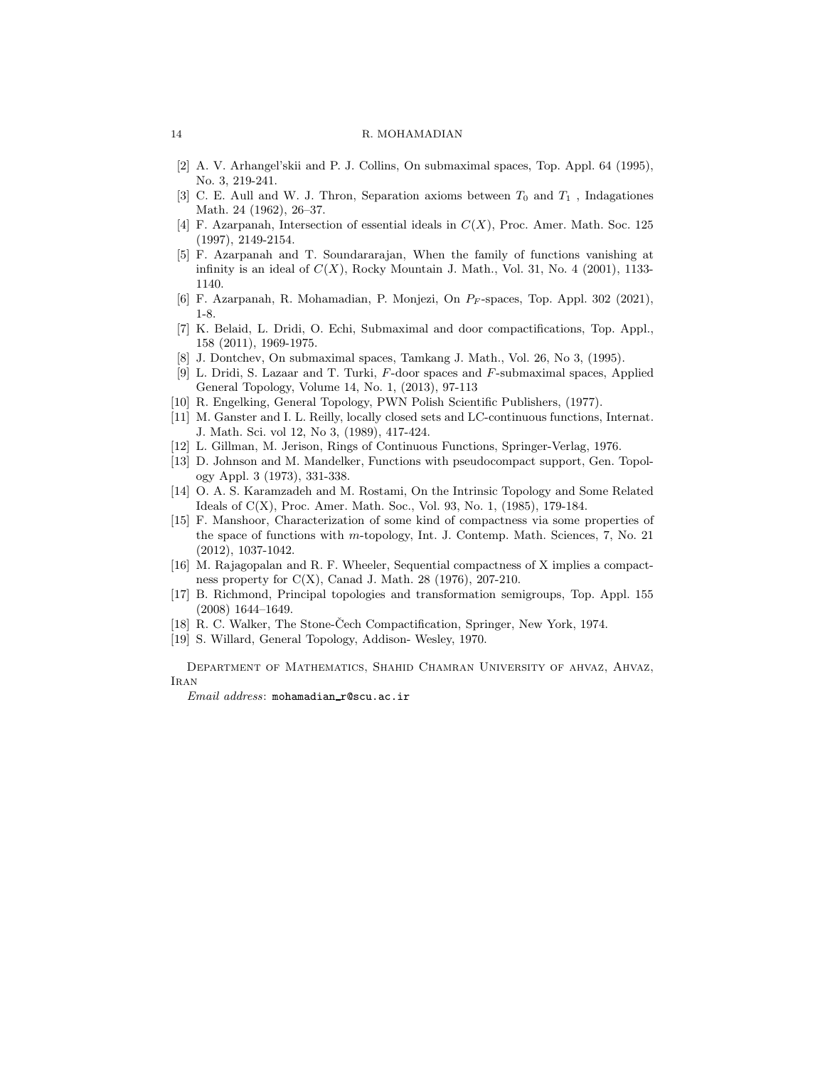[2] A. V. Arhangel'skii and P. J. Collins, On submaximal spaces, Top. Appl. 64 (1995), No. 3, 219-241.

[3] C. E. Aull and W. J. Thron, Separation axioms between $T_0$ and $T_1$ , Indagationes Math. 24 (1962), 26–37.

[4] F. Azarpanah, Intersection of essential ideals in $C(X)$, Proc. Amer. Math. Soc. 125 (1997), 2149-2154.

[5] F. Azarpanah and T. Soundararajan, When the family of functions vanishing at infinity is an ideal of $C(X)$, Rocky Mountain J. Math., Vol. 31, No. 4 (2001), 1133-1140.

[6] F. Azarpanah, R. Mohamadian, P. Monjezi, On $P_F$-spaces, Top. Appl. 302 (2021), 1-8.

[7] K. Belaid, L. Dridi, O. Echi, Submaximal and door compactifications, Top. Appl., 158 (2011), 1969-1975.

[8] J. Dontchev, On submaximal spaces, Tamkang J. Math., Vol. 26, No 3, (1995).

[9] L. Dridi, S. Lazaar and T. Turki, $F$-door spaces and $F$-submaximal spaces, Applied General Topology, Volume 14, No. 1, (2013), 97-113

[10] R. Engelking, General Topology, PWN Polish Scientific Publishers, (1977).

[11] M. Ganster and I. L. Reilly, locally closed sets and LC-continuous functions, Internat. J. Math. Sci. vol 12, No 3, (1989), 417-424.

[12] L. Gillman, M. Jerison, Rings of Continuous Functions, Springer-Verlag, 1976.

[13] D. Johnson and M. Mandelker, Functions with pseudocompact support, Gen. Topology Appl. 3 (1973), 331-338.

[14] O. A. S. Karamzadeh and M. Rostami, On the Intrinsic Topology and Some Related Ideals of C(X), Proc. Amer. Math. Soc., Vol. 93, No. 1, (1985), 179-184.

[15] F. Manshoor, Characterization of some kind of compactness via some properties of the space of functions with $m$-topology, Int. J. Contemp. Math. Sciences, 7, No. 21 (2012), 1037-1042.

[16] M. Rajagopalan and R. F. Wheeler, Sequential compactness of X implies a compactness property for C(X), Canad J. Math. 28 (1976), 207-210.

[17] B. Richmond, Principal topologies and transformation semigroups, Top. Appl. 155 (2008) 1644–1649.

[18] R. C. Walker, The Stone-Čech Compactification, Springer, New York, 1974.

[19] S. Willard, General Topology, Addison- Wesley, 1970.

Department of Mathematics, Shahid Chamran University of ahvaz, Ahvaz, Iran

*Email address*: mohamadian_r@scu.ac.ir